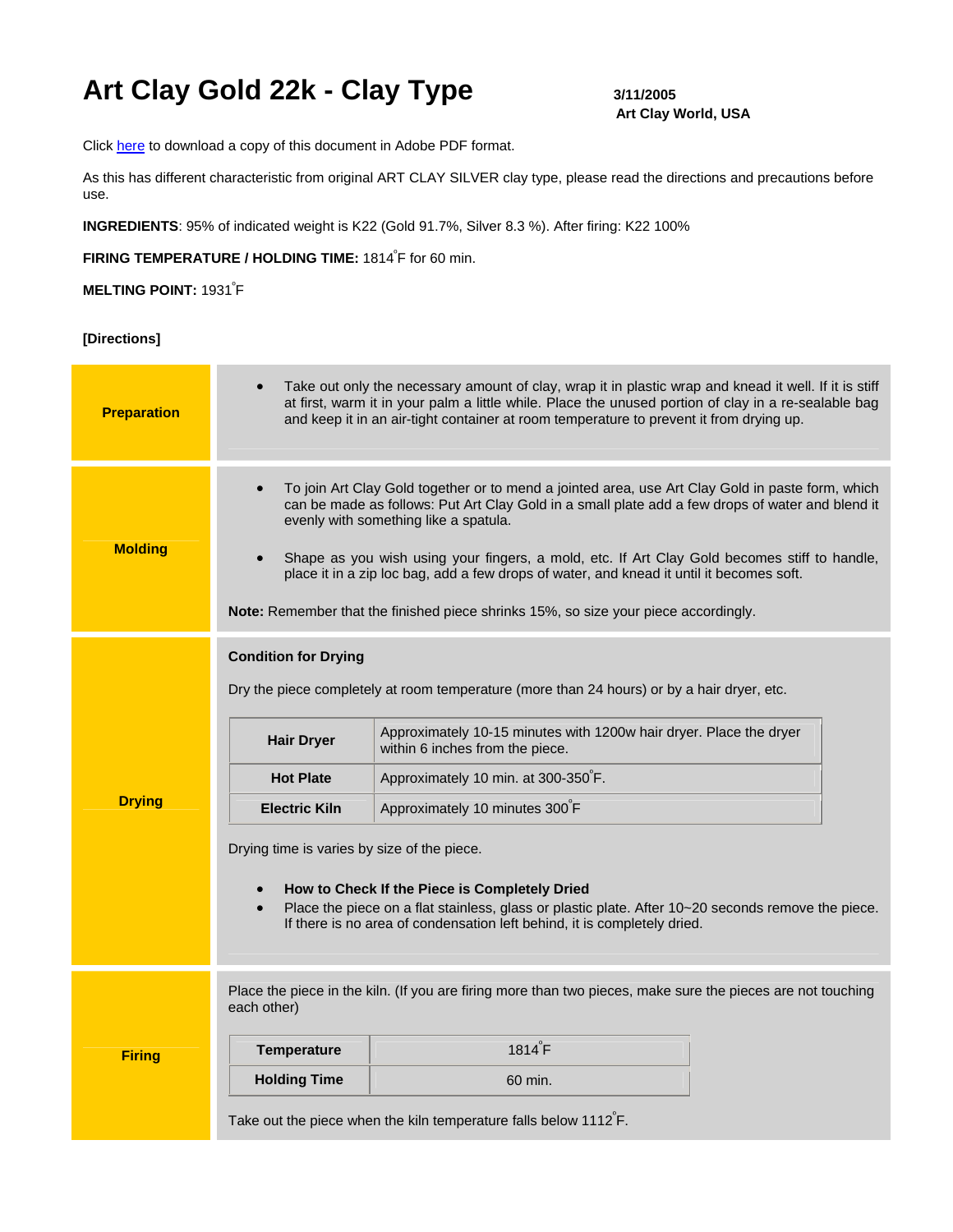# Art Clay Gold 22k - Clay Type

**3/11/2005**
**Art Clay World, USA**

Click here to download a copy of this document in Adobe PDF format.

As this has different characteristic from original ART CLAY SILVER clay type, please read the directions and precautions before use.

**INGREDIENTS**: 95% of indicated weight is K22 (Gold 91.7%, Silver 8.3 %). After firing: K22 100%

**FIRING TEMPERATURE / HOLDING TIME:** 1814°F for 60 min.

**MELTING POINT:** 1931°F

**[Directions]**

## Preparation

- Take out only the necessary amount of clay, wrap it in plastic wrap and knead it well. If it is stiff at first, warm it in your palm a little while. Place the unused portion of clay in a re-sealable bag and keep it in an air-tight container at room temperature to prevent it from drying up.

## Molding

- To join Art Clay Gold together or to mend a jointed area, use Art Clay Gold in paste form, which can be made as follows: Put Art Clay Gold in a small plate add a few drops of water and blend it evenly with something like a spatula.
- Shape as you wish using your fingers, a mold, etc. If Art Clay Gold becomes stiff to handle, place it in a zip loc bag, add a few drops of water, and knead it until it becomes soft.

**Note:** Remember that the finished piece shrinks 15%, so size your piece accordingly.

## Drying

**Condition for Drying**

Dry the piece completely at room temperature (more than 24 hours) or by a hair dryer, etc.

| | |
|---|---|
| **Hair Dryer** | Approximately 10-15 minutes with 1200w hair dryer. Place the dryer within 6 inches from the piece. |
| **Hot Plate** | Approximately 10 min. at 300-350°F. |
| **Electric Kiln** | Approximately 10 minutes 300°F |

Drying time is varies by size of the piece.

- **How to Check If the Piece is Completely Dried**
- Place the piece on a flat stainless, glass or plastic plate. After 10~20 seconds remove the piece. If there is no area of condensation left behind, it is completely dried.

## Firing

Place the piece in the kiln. (If you are firing more than two pieces, make sure the pieces are not touching each other)

| | |
|---|---|
| **Temperature** | 1814°F |
| **Holding Time** | 60 min. |

Take out the piece when the kiln temperature falls below 1112°F.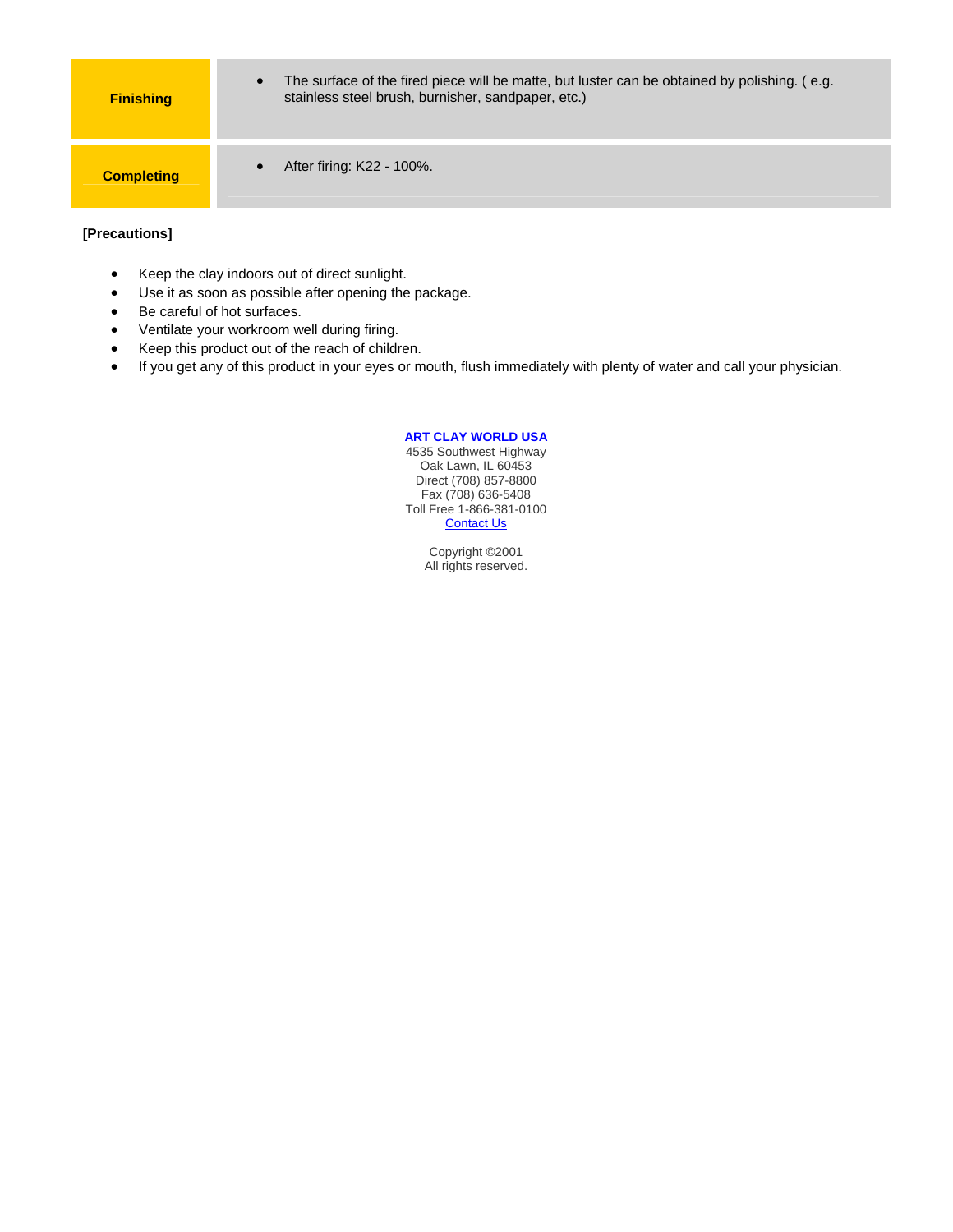| | |
|---|---|
| **Finishing** | • The surface of the fired piece will be matte, but luster can be obtained by polishing. ( e.g. stainless steel brush, burnisher, sandpaper, etc.) |
| **Completing** | • After firing: K22 - 100%. |

**[Precautions]**

- Keep the clay indoors out of direct sunlight.
- Use it as soon as possible after opening the package.
- Be careful of hot surfaces.
- Ventilate your workroom well during firing.
- Keep this product out of the reach of children.
- If you get any of this product in your eyes or mouth, flush immediately with plenty of water and call your physician.

**ART CLAY WORLD USA**
4535 Southwest Highway
Oak Lawn, IL 60453
Direct (708) 857-8800
Fax (708) 636-5408
Toll Free 1-866-381-0100
Contact Us

Copyright ©2001
All rights reserved.